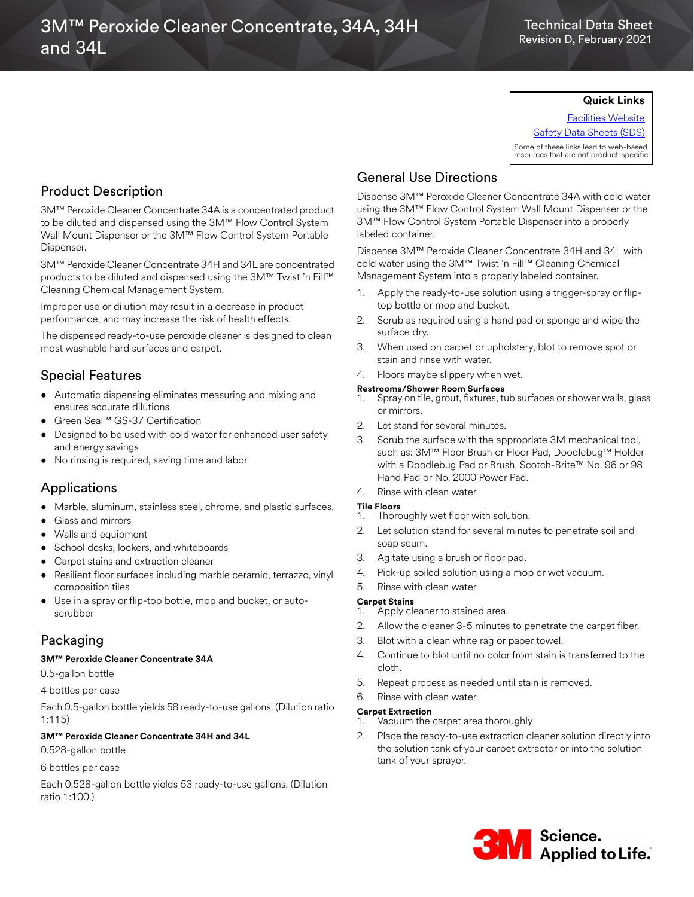# 3M™ Peroxide Cleaner Concentrate, 34A, 34H and 34L

Technical Data Sheet
Revision D, February 2021

**Quick Links**

Facilities Website

Safety Data Sheets (SDS)

Some of these links lead to web-based resources that are not product-specific.

## Product Description

3M™ Peroxide Cleaner Concentrate 34A is a concentrated product to be diluted and dispensed using the 3M™ Flow Control System Wall Mount Dispenser or the 3M™ Flow Control System Portable Dispenser.

3M™ Peroxide Cleaner Concentrate 34H and 34L are concentrated products to be diluted and dispensed using the 3M™ Twist 'n Fill™ Cleaning Chemical Management System.

Improper use or dilution may result in a decrease in product performance, and may increase the risk of health effects.

The dispensed ready-to-use peroxide cleaner is designed to clean most washable hard surfaces and carpet.

## Special Features

- Automatic dispensing eliminates measuring and mixing and ensures accurate dilutions
- Green Seal™ GS-37 Certification
- Designed to be used with cold water for enhanced user safety and energy savings
- No rinsing is required, saving time and labor

## Applications

- Marble, aluminum, stainless steel, chrome, and plastic surfaces.
- Glass and mirrors
- Walls and equipment
- School desks, lockers, and whiteboards
- Carpet stains and extraction cleaner
- Resilient floor surfaces including marble ceramic, terrazzo, vinyl composition tiles
- Use in a spray or flip-top bottle, mop and bucket, or auto-scrubber

## Packaging

**3M™ Peroxide Cleaner Concentrate 34A**

0.5-gallon bottle

4 bottles per case

Each 0.5-gallon bottle yields 58 ready-to-use gallons. (Dilution ratio 1:115)

**3M™ Peroxide Cleaner Concentrate 34H and 34L**

0.528-gallon bottle

6 bottles per case

Each 0.528-gallon bottle yields 53 ready-to-use gallons. (Dilution ratio 1:100.)

## General Use Directions

Dispense 3M™ Peroxide Cleaner Concentrate 34A with cold water using the 3M™ Flow Control System Wall Mount Dispenser or the 3M™ Flow Control System Portable Dispenser into a properly labeled container.

Dispense 3M™ Peroxide Cleaner Concentrate 34H and 34L with cold water using the 3M™ Twist 'n Fill™ Cleaning Chemical Management System into a properly labeled container.

1. Apply the ready-to-use solution using a trigger-spray or flip-top bottle or mop and bucket.
2. Scrub as required using a hand pad or sponge and wipe the surface dry.
3. When used on carpet or upholstery, blot to remove spot or stain and rinse with water.
4. Floors maybe slippery when wet.

**Restrooms/Shower Room Surfaces**

1. Spray on tile, grout, fixtures, tub surfaces or shower walls, glass or mirrors.
2. Let stand for several minutes.
3. Scrub the surface with the appropriate 3M mechanical tool, such as: 3M™ Floor Brush or Floor Pad, Doodlebug™ Holder with a Doodlebug Pad or Brush, Scotch-Brite™ No. 96 or 98 Hand Pad or No. 2000 Power Pad.
4. Rinse with clean water

**Tile Floors**

1. Thoroughly wet floor with solution.
2. Let solution stand for several minutes to penetrate soil and soap scum.
3. Agitate using a brush or floor pad.
4. Pick-up soiled solution using a mop or wet vacuum.
5. Rinse with clean water

**Carpet Stains**

1. Apply cleaner to stained area.
2. Allow the cleaner 3-5 minutes to penetrate the carpet fiber.
3. Blot with a clean white rag or paper towel.
4. Continue to blot until no color from stain is transferred to the cloth.
5. Repeat process as needed until stain is removed.
6. Rinse with clean water.

**Carpet Extraction**

1. Vacuum the carpet area thoroughly
2. Place the ready-to-use extraction cleaner solution directly into the solution tank of your carpet extractor or into the solution tank of your sprayer.

3M Science. Applied to Life.™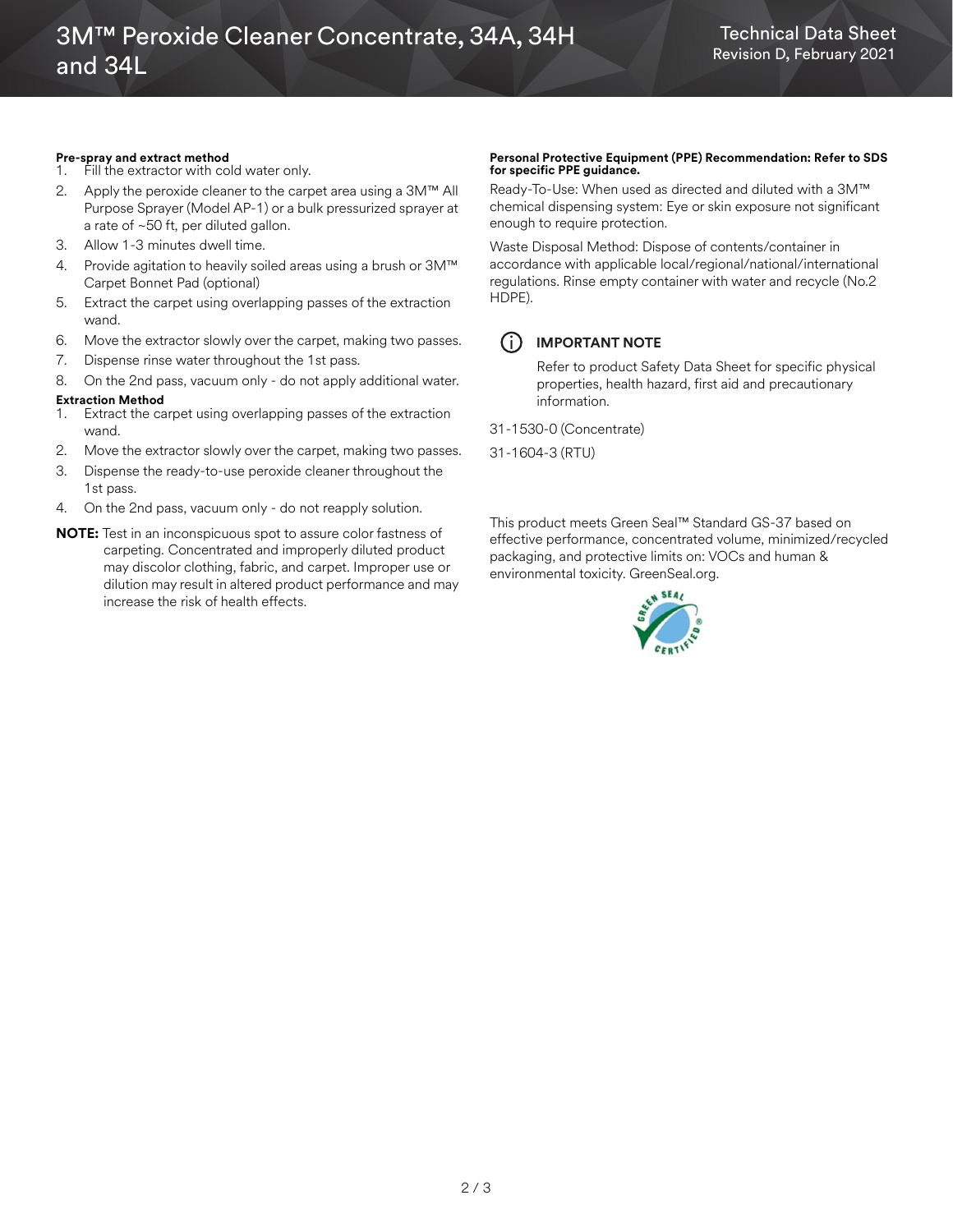**Pre-spray and extract method**

1. Fill the extractor with cold water only.
2. Apply the peroxide cleaner to the carpet area using a 3M™ All Purpose Sprayer (Model AP-1) or a bulk pressurized sprayer at a rate of ~50 ft, per diluted gallon.
3. Allow 1-3 minutes dwell time.
4. Provide agitation to heavily soiled areas using a brush or 3M™ Carpet Bonnet Pad (optional)
5. Extract the carpet using overlapping passes of the extraction wand.
6. Move the extractor slowly over the carpet, making two passes.
7. Dispense rinse water throughout the 1st pass.
8. On the 2nd pass, vacuum only - do not apply additional water.

**Extraction Method**

1. Extract the carpet using overlapping passes of the extraction wand.
2. Move the extractor slowly over the carpet, making two passes.
3. Dispense the ready-to-use peroxide cleaner throughout the 1st pass.
4. On the 2nd pass, vacuum only - do not reapply solution.

**NOTE:** Test in an inconspicuous spot to assure color fastness of carpeting. Concentrated and improperly diluted product may discolor clothing, fabric, and carpet. Improper use or dilution may result in altered product performance and may increase the risk of health effects.

**Personal Protective Equipment (PPE) Recommendation: Refer to SDS for specific PPE guidance.**

Ready-To-Use: When used as directed and diluted with a 3M™ chemical dispensing system: Eye or skin exposure not significant enough to require protection.

Waste Disposal Method: Dispose of contents/container in accordance with applicable local/regional/national/international regulations. Rinse empty container with water and recycle (No.2 HDPE).

**IMPORTANT NOTE**

Refer to product Safety Data Sheet for specific physical properties, health hazard, first aid and precautionary information.

31-1530-0 (Concentrate)

31-1604-3 (RTU)

This product meets Green Seal™ Standard GS-37 based on effective performance, concentrated volume, minimized/recycled packaging, and protective limits on: VOCs and human & environmental toxicity. GreenSeal.org.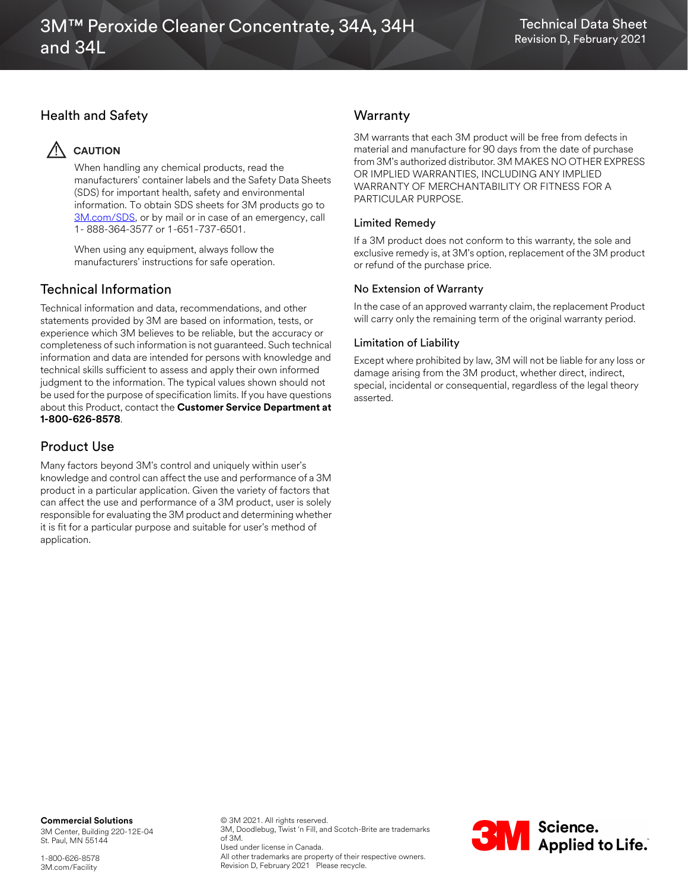## Health and Safety

**CAUTION**

When handling any chemical products, read the manufacturers' container labels and the Safety Data Sheets (SDS) for important health, safety and environmental information. To obtain SDS sheets for 3M products go to 3M.com/SDS, or by mail or in case of an emergency, call 1- 888-364-3577 or 1-651-737-6501.

When using any equipment, always follow the manufacturers' instructions for safe operation.

## Technical Information

Technical information and data, recommendations, and other statements provided by 3M are based on information, tests, or experience which 3M believes to be reliable, but the accuracy or completeness of such information is not guaranteed. Such technical information and data are intended for persons with knowledge and technical skills sufficient to assess and apply their own informed judgment to the information. The typical values shown should not be used for the purpose of specification limits. If you have questions about this Product, contact the **Customer Service Department at 1-800-626-8578**.

## Product Use

Many factors beyond 3M's control and uniquely within user's knowledge and control can affect the use and performance of a 3M product in a particular application. Given the variety of factors that can affect the use and performance of a 3M product, user is solely responsible for evaluating the 3M product and determining whether it is fit for a particular purpose and suitable for user's method of application.

## Warranty

3M warrants that each 3M product will be free from defects in material and manufacture for 90 days from the date of purchase from 3M's authorized distributor. 3M MAKES NO OTHER EXPRESS OR IMPLIED WARRANTIES, INCLUDING ANY IMPLIED WARRANTY OF MERCHANTABILITY OR FITNESS FOR A PARTICULAR PURPOSE.

### Limited Remedy

If a 3M product does not conform to this warranty, the sole and exclusive remedy is, at 3M's option, replacement of the 3M product or refund of the purchase price.

### No Extension of Warranty

In the case of an approved warranty claim, the replacement Product will carry only the remaining term of the original warranty period.

### Limitation of Liability

Except where prohibited by law, 3M will not be liable for any loss or damage arising from the 3M product, whether direct, indirect, special, incidental or consequential, regardless of the legal theory asserted.

**Commercial Solutions**
3M Center, Building 220-12E-04
St. Paul, MN 55144

1-800-626-8578
3M.com/Facility

© 3M 2021. All rights reserved.
3M, Doodlebug, Twist 'n Fill, and Scotch-Brite are trademarks of 3M.
Used under license in Canada.
All other trademarks are property of their respective owners.
Revision D, February 2021 Please recycle.

3M Science. Applied to Life.™